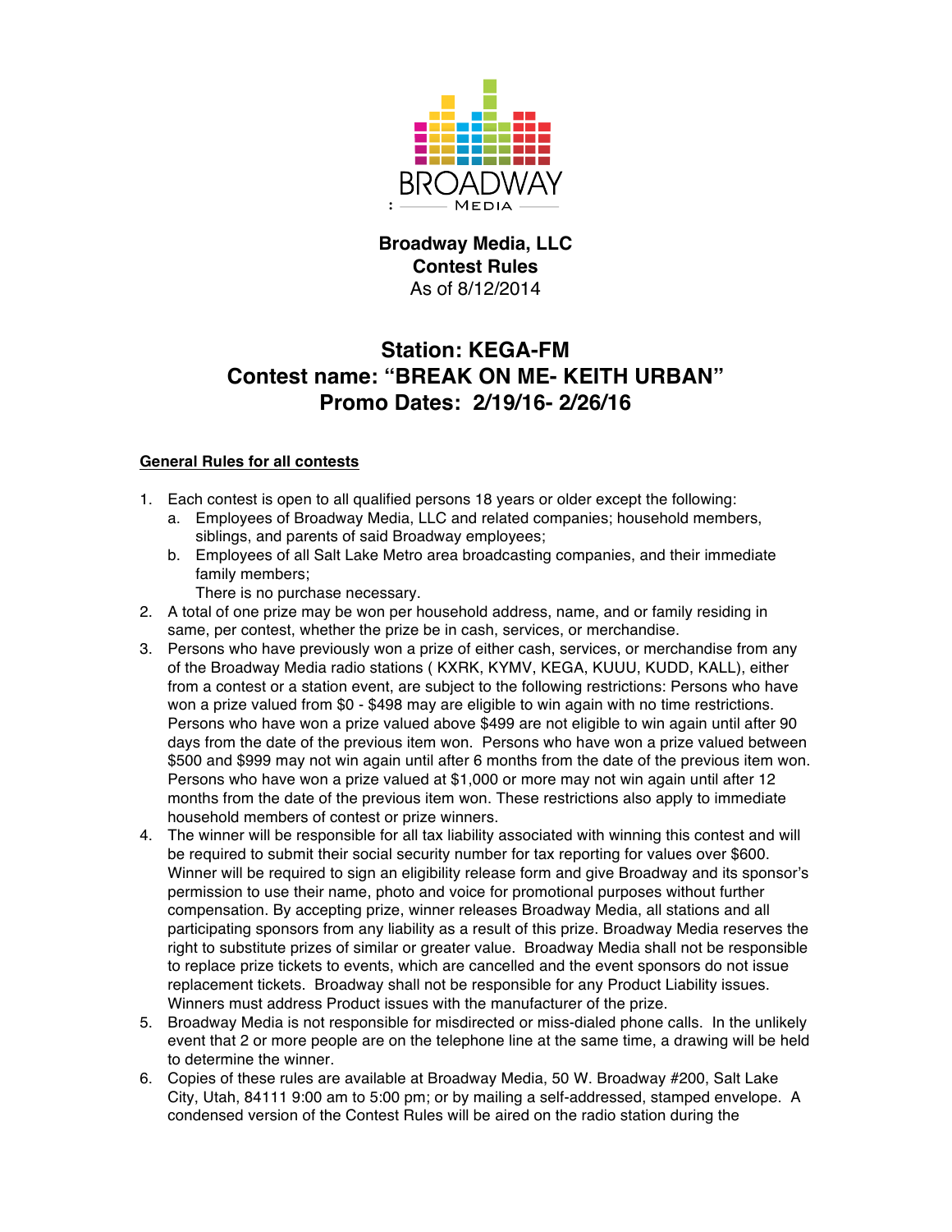BROADWAY

MEDIA

**Broadway Media, LLC**
**Contest Rules**
As of 8/12/2014

## Station: KEGA-FM
## Contest name: "BREAK ON ME- KEITH URBAN"
## Promo Dates: 2/19/16- 2/26/16

**General Rules for all contests**

1. Each contest is open to all qualified persons 18 years or older except the following:
   a. Employees of Broadway Media, LLC and related companies; household members, siblings, and parents of said Broadway employees;
   b. Employees of all Salt Lake Metro area broadcasting companies, and their immediate family members;
   There is no purchase necessary.
2. A total of one prize may be won per household address, name, and or family residing in same, per contest, whether the prize be in cash, services, or merchandise.
3. Persons who have previously won a prize of either cash, services, or merchandise from any of the Broadway Media radio stations ( KXRK, KYMV, KEGA, KUUU, KUDD, KALL), either from a contest or a station event, are subject to the following restrictions: Persons who have won a prize valued from $0 - $498 may are eligible to win again with no time restrictions. Persons who have won a prize valued above $499 are not eligible to win again until after 90 days from the date of the previous item won. Persons who have won a prize valued between $500 and $999 may not win again until after 6 months from the date of the previous item won. Persons who have won a prize valued at $1,000 or more may not win again until after 12 months from the date of the previous item won. These restrictions also apply to immediate household members of contest or prize winners.
4. The winner will be responsible for all tax liability associated with winning this contest and will be required to submit their social security number for tax reporting for values over $600. Winner will be required to sign an eligibility release form and give Broadway and its sponsor's permission to use their name, photo and voice for promotional purposes without further compensation. By accepting prize, winner releases Broadway Media, all stations and all participating sponsors from any liability as a result of this prize. Broadway Media reserves the right to substitute prizes of similar or greater value. Broadway Media shall not be responsible to replace prize tickets to events, which are cancelled and the event sponsors do not issue replacement tickets. Broadway shall not be responsible for any Product Liability issues. Winners must address Product issues with the manufacturer of the prize.
5. Broadway Media is not responsible for misdirected or miss-dialed phone calls. In the unlikely event that 2 or more people are on the telephone line at the same time, a drawing will be held to determine the winner.
6. Copies of these rules are available at Broadway Media, 50 W. Broadway #200, Salt Lake City, Utah, 84111 9:00 am to 5:00 pm; or by mailing a self-addressed, stamped envelope. A condensed version of the Contest Rules will be aired on the radio station during the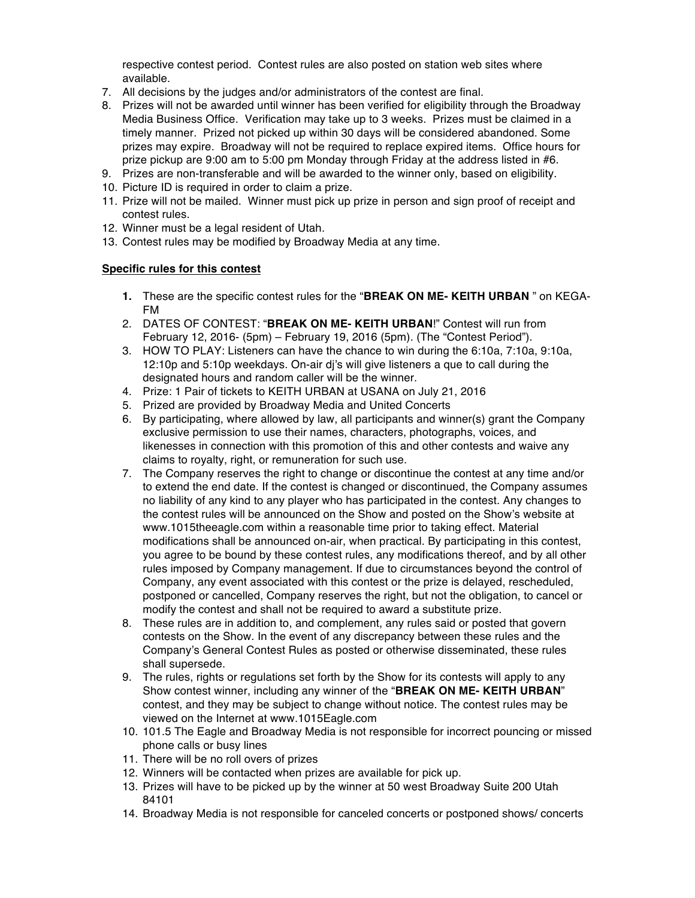respective contest period. Contest rules are also posted on station web sites where available.

7. All decisions by the judges and/or administrators of the contest are final.
8. Prizes will not be awarded until winner has been verified for eligibility through the Broadway Media Business Office. Verification may take up to 3 weeks. Prizes must be claimed in a timely manner. Prized not picked up within 30 days will be considered abandoned. Some prizes may expire. Broadway will not be required to replace expired items. Office hours for prize pickup are 9:00 am to 5:00 pm Monday through Friday at the address listed in #6.
9. Prizes are non-transferable and will be awarded to the winner only, based on eligibility.
10. Picture ID is required in order to claim a prize.
11. Prize will not be mailed. Winner must pick up prize in person and sign proof of receipt and contest rules.
12. Winner must be a legal resident of Utah.
13. Contest rules may be modified by Broadway Media at any time.

**Specific rules for this contest**

1. These are the specific contest rules for the "**BREAK ON ME- KEITH URBAN** " on KEGA-FM
2. DATES OF CONTEST: "**BREAK ON ME- KEITH URBAN**!" Contest will run from February 12, 2016- (5pm) – February 19, 2016 (5pm). (The "Contest Period").
3. HOW TO PLAY: Listeners can have the chance to win during the 6:10a, 7:10a, 9:10a, 12:10p and 5:10p weekdays. On-air dj's will give listeners a que to call during the designated hours and random caller will be the winner.
4. Prize: 1 Pair of tickets to KEITH URBAN at USANA on July 21, 2016
5. Prized are provided by Broadway Media and United Concerts
6. By participating, where allowed by law, all participants and winner(s) grant the Company exclusive permission to use their names, characters, photographs, voices, and likenesses in connection with this promotion of this and other contests and waive any claims to royalty, right, or remuneration for such use.
7. The Company reserves the right to change or discontinue the contest at any time and/or to extend the end date. If the contest is changed or discontinued, the Company assumes no liability of any kind to any player who has participated in the contest. Any changes to the contest rules will be announced on the Show and posted on the Show's website at www.1015theeagle.com within a reasonable time prior to taking effect. Material modifications shall be announced on-air, when practical. By participating in this contest, you agree to be bound by these contest rules, any modifications thereof, and by all other rules imposed by Company management. If due to circumstances beyond the control of Company, any event associated with this contest or the prize is delayed, rescheduled, postponed or cancelled, Company reserves the right, but not the obligation, to cancel or modify the contest and shall not be required to award a substitute prize.
8. These rules are in addition to, and complement, any rules said or posted that govern contests on the Show. In the event of any discrepancy between these rules and the Company's General Contest Rules as posted or otherwise disseminated, these rules shall supersede.
9. The rules, rights or regulations set forth by the Show for its contests will apply to any Show contest winner, including any winner of the "**BREAK ON ME- KEITH URBAN**" contest, and they may be subject to change without notice. The contest rules may be viewed on the Internet at www.1015Eagle.com
10. 101.5 The Eagle and Broadway Media is not responsible for incorrect pouncing or missed phone calls or busy lines
11. There will be no roll overs of prizes
12. Winners will be contacted when prizes are available for pick up.
13. Prizes will have to be picked up by the winner at 50 west Broadway Suite 200 Utah 84101
14. Broadway Media is not responsible for canceled concerts or postponed shows/ concerts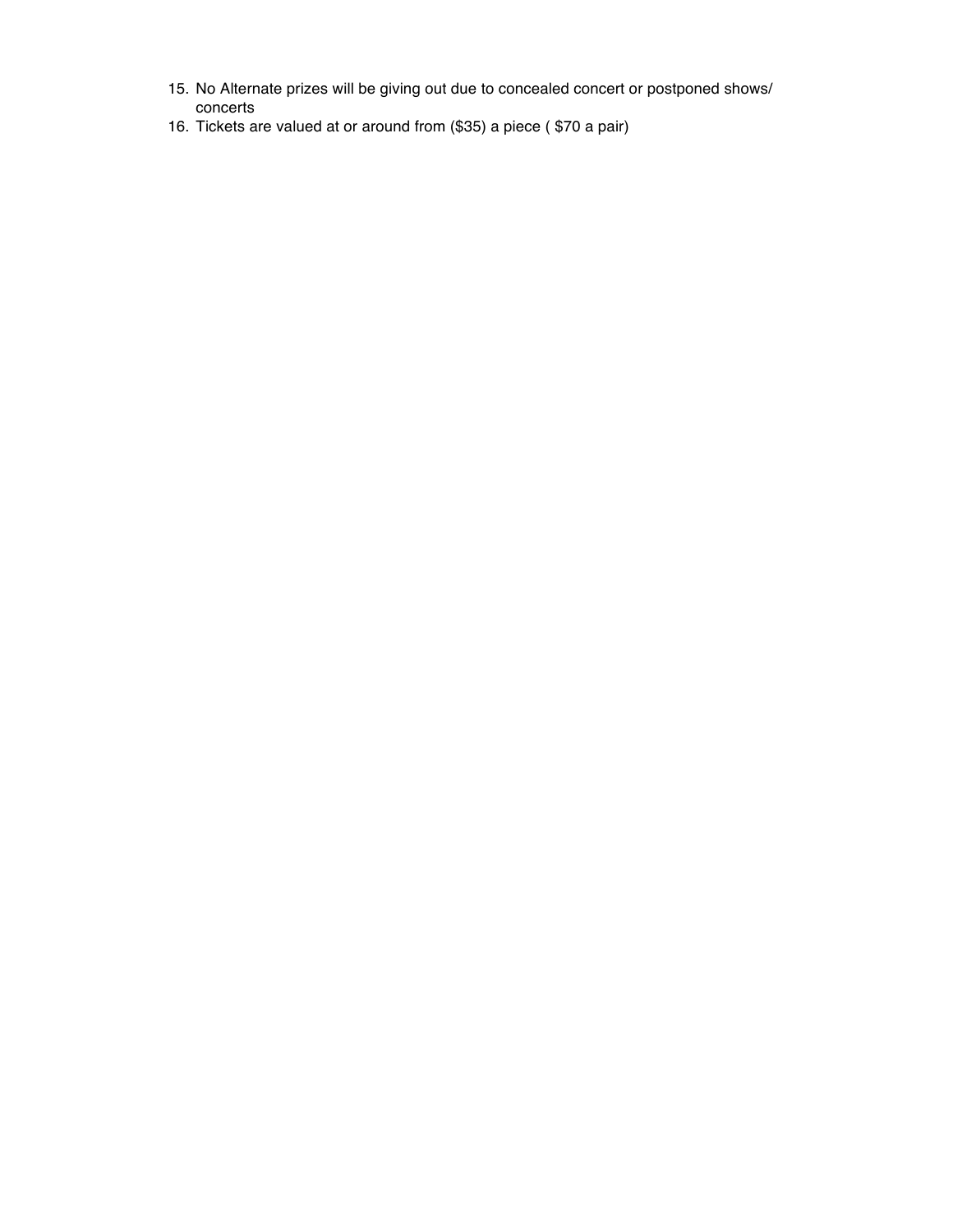15. No Alternate prizes will be giving out due to concealed concert or postponed shows/ concerts
16. Tickets are valued at or around from ($35) a piece ( $70 a pair)